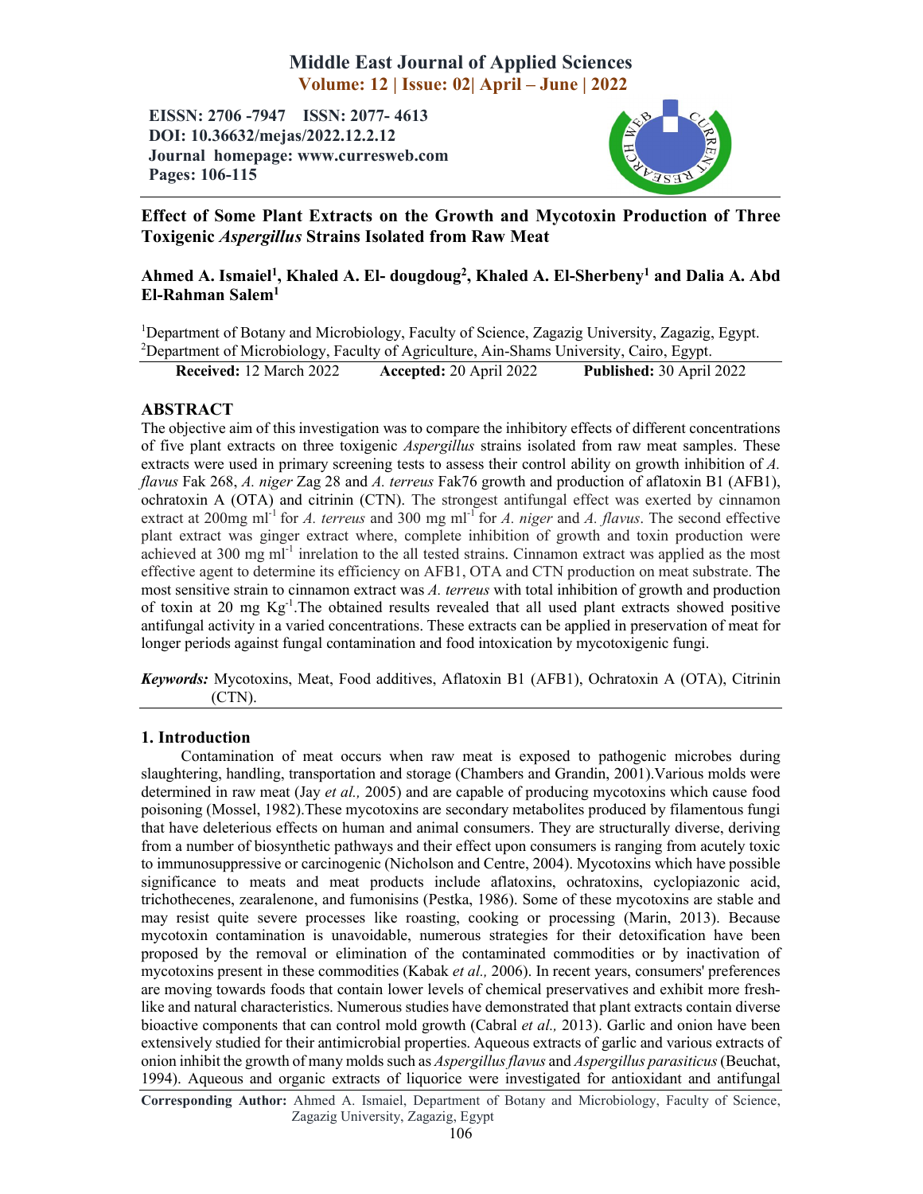# Effect of Some Plant Extracts on the Growth and Mycotoxin Production of Three Toxigenic *Aspergillus* Strains Isolated from Raw Meat

**Ahmed A. Ismaiel[1], Khaled A. El- dougdoug[2], Khaled A. El-Sherbeny[1] and Dalia A. Abd El-Rahman Salem[1]**

[1]Department of Botany and Microbiology, Faculty of Science, Zagazig University, Zagazig, Egypt.
[2]Department of Microbiology, Faculty of Agriculture, Ain-Shams University, Cairo, Egypt.

**Received:** 12 March 2022 **Accepted:** 20 April 2022 **Published:** 30 April 2022

## ABSTRACT

The objective aim of this investigation was to compare the inhibitory effects of different concentrations of five plant extracts on three toxigenic *Aspergillus* strains isolated from raw meat samples. These extracts were used in primary screening tests to assess their control ability on growth inhibition of *A. flavus* Fak 268, *A. niger* Zag 28 and *A. terreus* Fak76 growth and production of aflatoxin B1 (AFB1), ochratoxin A (OTA) and citrinin (CTN). The strongest antifungal effect was exerted by cinnamon extract at 200mg $ml^{-1}$ for *A. terreus* and 300 mg $ml^{-1}$ for *A. niger* and *A. flavus*. The second effective plant extract was ginger extract where, complete inhibition of growth and toxin production were achieved at 300 mg $ml^{-1}$ inrelation to the all tested strains. Cinnamon extract was applied as the most effective agent to determine its efficiency on AFB1, OTA and CTN production on meat substrate. The most sensitive strain to cinnamon extract was *A. terreus* with total inhibition of growth and production of toxin at 20 mg $Kg^{-1}$.The obtained results revealed that all used plant extracts showed positive antifungal activity in a varied concentrations. These extracts can be applied in preservation of meat for longer periods against fungal contamination and food intoxication by mycotoxigenic fungi.

***Keywords:*** Mycotoxins, Meat, Food additives, Aflatoxin B1 (AFB1), Ochratoxin A (OTA), Citrinin (CTN).

## 1. Introduction

Contamination of meat occurs when raw meat is exposed to pathogenic microbes during slaughtering, handling, transportation and storage (Chambers and Grandin, 2001).Various molds were determined in raw meat (Jay *et al.,* 2005) and are capable of producing mycotoxins which cause food poisoning (Mossel, 1982).These mycotoxins are secondary metabolites produced by filamentous fungi that have deleterious effects on human and animal consumers. They are structurally diverse, deriving from a number of biosynthetic pathways and their effect upon consumers is ranging from acutely toxic to immunosuppressive or carcinogenic (Nicholson and Centre, 2004). Mycotoxins which have possible significance to meats and meat products include aflatoxins, ochratoxins, cyclopiazonic acid, trichothecenes, zearalenone, and fumonisins (Pestka, 1986). Some of these mycotoxins are stable and may resist quite severe processes like roasting, cooking or processing (Marin, 2013). Because mycotoxin contamination is unavoidable, numerous strategies for their detoxification have been proposed by the removal or elimination of the contaminated commodities or by inactivation of mycotoxins present in these commodities (Kabak *et al.,* 2006). In recent years, consumers' preferences are moving towards foods that contain lower levels of chemical preservatives and exhibit more fresh-like and natural characteristics. Numerous studies have demonstrated that plant extracts contain diverse bioactive components that can control mold growth (Cabral *et al.,* 2013). Garlic and onion have been extensively studied for their antimicrobial properties. Aqueous extracts of garlic and various extracts of onion inhibit the growth of many molds such as *Aspergillus flavus* and *Aspergillus parasiticus* (Beuchat, 1994). Aqueous and organic extracts of liquorice were investigated for antioxidant and antifungal

**Corresponding Author:** Ahmed A. Ismaiel, Department of Botany and Microbiology, Faculty of Science, Zagazig University, Zagazig, Egypt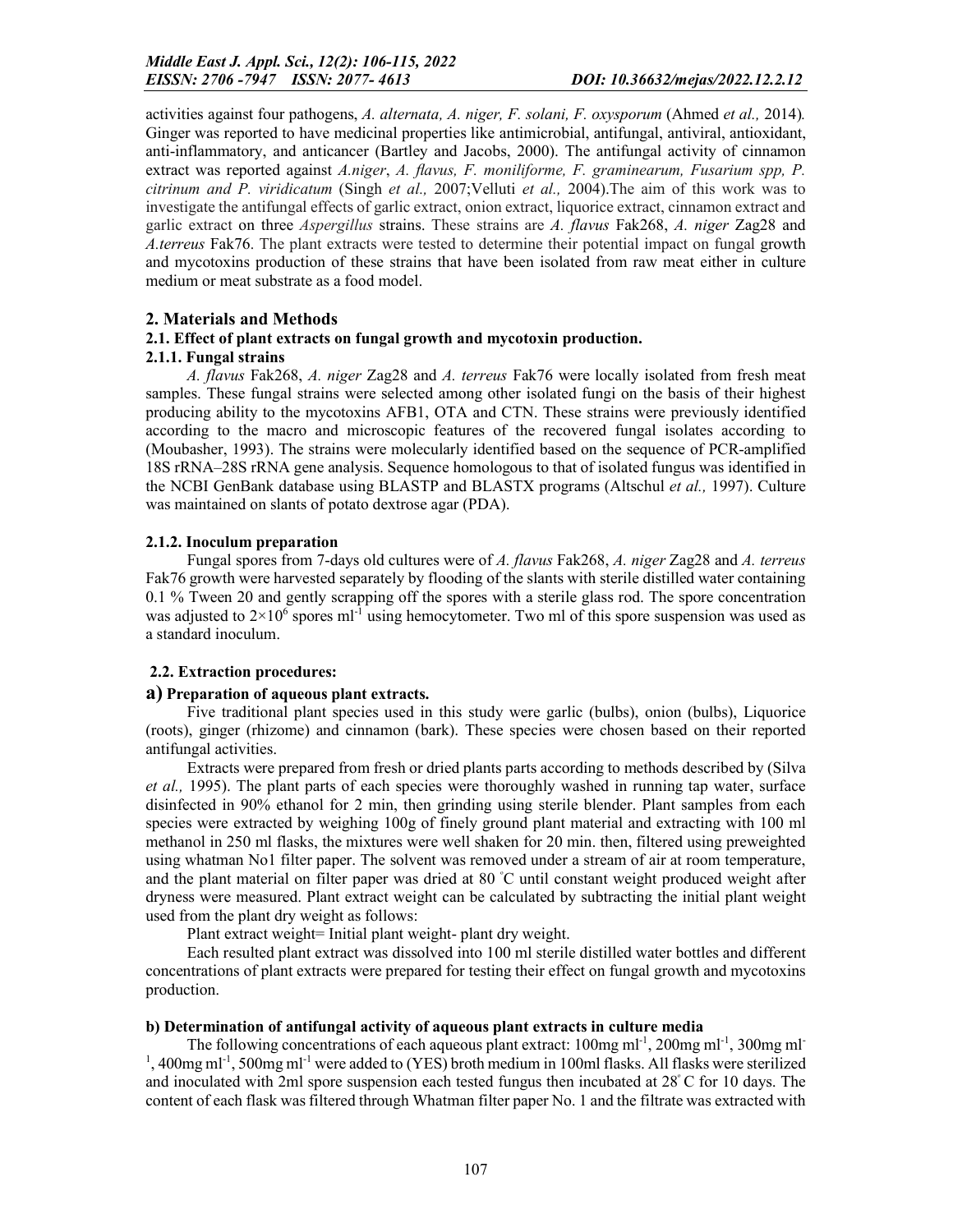activities against four pathogens, *A. alternata, A. niger, F. solani, F. oxysporum* (Ahmed *et al.,* 2014). Ginger was reported to have medicinal properties like antimicrobial, antifungal, antiviral, antioxidant, anti-inflammatory, and anticancer (Bartley and Jacobs, 2000). The antifungal activity of cinnamon extract was reported against *A.niger*, *A. flavus, F. moniliforme, F. graminearum, Fusarium spp, P. citrinum and P. viridicatum* (Singh *et al.,* 2007;Velluti *et al.,* 2004).The aim of this work was to investigate the antifungal effects of garlic extract, onion extract, liquorice extract, cinnamon extract and garlic extract on three *Aspergillus* strains. These strains are *A. flavus* Fak268, *A. niger* Zag28 and *A.terreus* Fak76. The plant extracts were tested to determine their potential impact on fungal growth and mycotoxins production of these strains that have been isolated from raw meat either in culture medium or meat substrate as a food model.

## 2. Materials and Methods

### 2.1. Effect of plant extracts on fungal growth and mycotoxin production.

#### 2.1.1. Fungal strains

*A. flavus* Fak268, *A. niger* Zag28 and *A. terreus* Fak76 were locally isolated from fresh meat samples. These fungal strains were selected among other isolated fungi on the basis of their highest producing ability to the mycotoxins AFB1, OTA and CTN. These strains were previously identified according to the macro and microscopic features of the recovered fungal isolates according to (Moubasher, 1993). The strains were molecularly identified based on the sequence of PCR-amplified 18S rRNA–28S rRNA gene analysis. Sequence homologous to that of isolated fungus was identified in the NCBI GenBank database using BLASTP and BLASTX programs (Altschul *et al.,* 1997). Culture was maintained on slants of potato dextrose agar (PDA).

#### 2.1.2. Inoculum preparation

Fungal spores from 7-days old cultures were of *A. flavus* Fak268, *A. niger* Zag28 and *A. terreus* Fak76 growth were harvested separately by flooding of the slants with sterile distilled water containing 0.1 % Tween 20 and gently scrapping off the spores with a sterile glass rod. The spore concentration was adjusted to $2 \times 10^6$ spores $ml^{-1}$ using hemocytometer. Two ml of this spore suspension was used as a standard inoculum.

### 2.2. Extraction procedures:

**a) Preparation of aqueous plant extracts.**

Five traditional plant species used in this study were garlic (bulbs), onion (bulbs), Liquorice (roots), ginger (rhizome) and cinnamon (bark). These species were chosen based on their reported antifungal activities.

Extracts were prepared from fresh or dried plants parts according to methods described by (Silva *et al.,* 1995). The plant parts of each species were thoroughly washed in running tap water, surface disinfected in 90% ethanol for 2 min, then grinding using sterile blender. Plant samples from each species were extracted by weighing 100g of finely ground plant material and extracting with 100 ml methanol in 250 ml flasks, the mixtures were well shaken for 20 min. then, filtered using preweighted using whatman No1 filter paper. The solvent was removed under a stream of air at room temperature, and the plant material on filter paper was dried at 80 °C until constant weight produced weight after dryness were measured. Plant extract weight can be calculated by subtracting the initial plant weight used from the plant dry weight as follows:

Plant extract weight= Initial plant weight- plant dry weight.

Each resulted plant extract was dissolved into 100 ml sterile distilled water bottles and different concentrations of plant extracts were prepared for testing their effect on fungal growth and mycotoxins production.

**b) Determination of antifungal activity of aqueous plant extracts in culture media**

The following concentrations of each aqueous plant extract: 100mg $ml^{-1}$, 200mg $ml^{-1}$, 300mg $ml^{-1}$, 400mg $ml^{-1}$, 500mg $ml^{-1}$ were added to (YES) broth medium in 100ml flasks. All flasks were sterilized and inoculated with 2ml spore suspension each tested fungus then incubated at 28° C for 10 days. The content of each flask was filtered through Whatman filter paper No. 1 and the filtrate was extracted with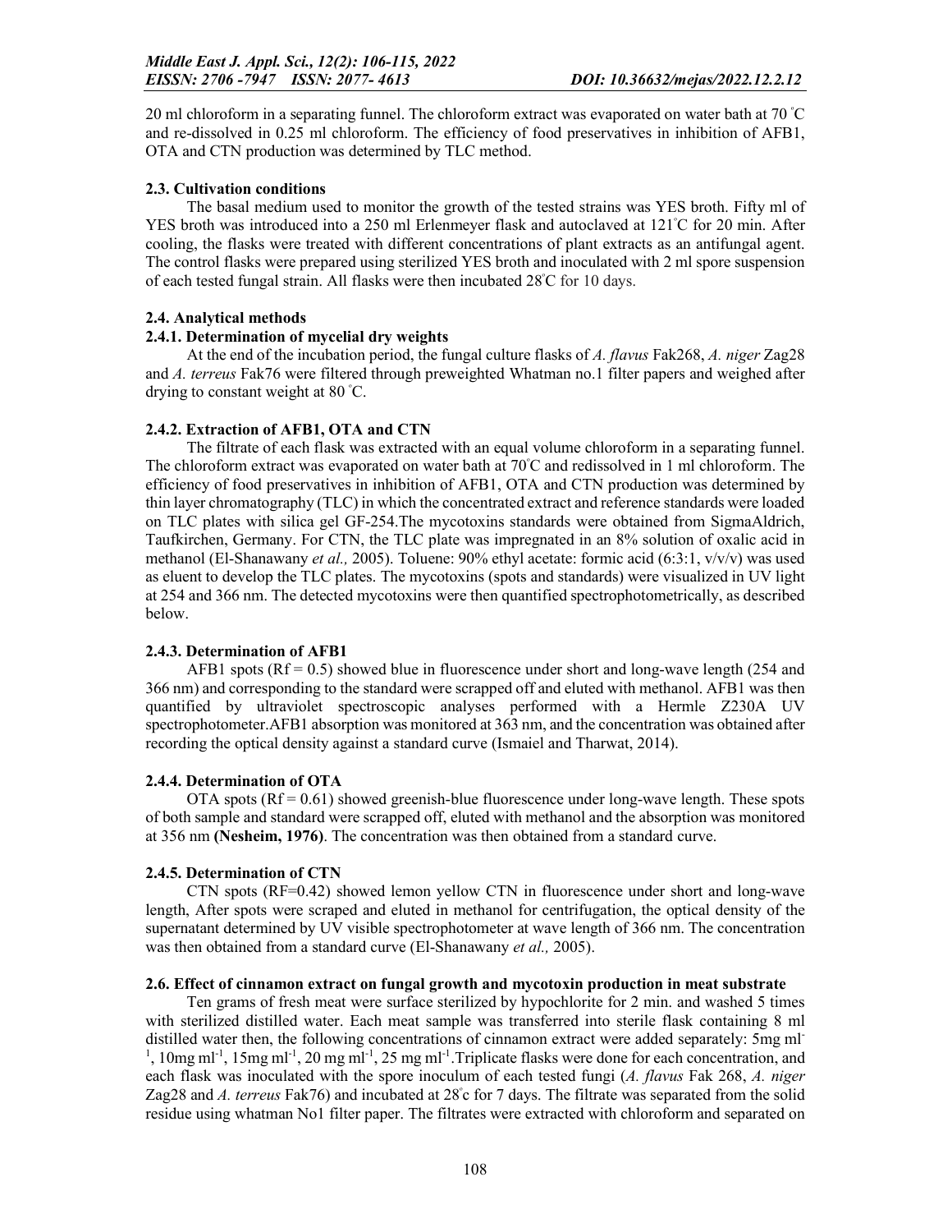20 ml chloroform in a separating funnel. The chloroform extract was evaporated on water bath at 70 °C and re-dissolved in 0.25 ml chloroform. The efficiency of food preservatives in inhibition of AFB1, OTA and CTN production was determined by TLC method.

### 2.3. Cultivation conditions

The basal medium used to monitor the growth of the tested strains was YES broth. Fifty ml of YES broth was introduced into a 250 ml Erlenmeyer flask and autoclaved at 121°C for 20 min. After cooling, the flasks were treated with different concentrations of plant extracts as an antifungal agent. The control flasks were prepared using sterilized YES broth and inoculated with 2 ml spore suspension of each tested fungal strain. All flasks were then incubated 28°C for 10 days.

### 2.4. Analytical methods

#### 2.4.1. Determination of mycelial dry weights

At the end of the incubation period, the fungal culture flasks of *A. flavus* Fak268, *A. niger* Zag28 and *A. terreus* Fak76 were filtered through preweighted Whatman no.1 filter papers and weighed after drying to constant weight at 80 °C.

#### 2.4.2. Extraction of AFB1, OTA and CTN

The filtrate of each flask was extracted with an equal volume chloroform in a separating funnel. The chloroform extract was evaporated on water bath at 70°C and redissolved in 1 ml chloroform. The efficiency of food preservatives in inhibition of AFB1, OTA and CTN production was determined by thin layer chromatography (TLC) in which the concentrated extract and reference standards were loaded on TLC plates with silica gel GF-254.The mycotoxins standards were obtained from SigmaAldrich, Taufkirchen, Germany. For CTN, the TLC plate was impregnated in an 8% solution of oxalic acid in methanol (El-Shanawany *et al.,* 2005). Toluene: 90% ethyl acetate: formic acid (6:3:1, v/v/v) was used as eluent to develop the TLC plates. The mycotoxins (spots and standards) were visualized in UV light at 254 and 366 nm. The detected mycotoxins were then quantified spectrophotometrically, as described below.

#### 2.4.3. Determination of AFB1

AFB1 spots (Rf = 0.5) showed blue in fluorescence under short and long-wave length (254 and 366 nm) and corresponding to the standard were scrapped off and eluted with methanol. AFB1 was then quantified by ultraviolet spectroscopic analyses performed with a Hermle Z230A UV spectrophotometer.AFB1 absorption was monitored at 363 nm, and the concentration was obtained after recording the optical density against a standard curve (Ismaiel and Tharwat, 2014).

#### 2.4.4. Determination of OTA

OTA spots (Rf = 0.61) showed greenish-blue fluorescence under long-wave length. These spots of both sample and standard were scrapped off, eluted with methanol and the absorption was monitored at 356 nm **(Nesheim, 1976)**. The concentration was then obtained from a standard curve.

#### 2.4.5. Determination of CTN

CTN spots (RF=0.42) showed lemon yellow CTN in fluorescence under short and long-wave length, After spots were scraped and eluted in methanol for centrifugation, the optical density of the supernatant determined by UV visible spectrophotometer at wave length of 366 nm. The concentration was then obtained from a standard curve (El-Shanawany *et al.,* 2005).

### 2.6. Effect of cinnamon extract on fungal growth and mycotoxin production in meat substrate

Ten grams of fresh meat were surface sterilized by hypochlorite for 2 min. and washed 5 times with sterilized distilled water. Each meat sample was transferred into sterile flask containing 8 ml distilled water then, the following concentrations of cinnamon extract were added separately: 5mg $ml^{-1}$, 10mg $ml^{-1}$, 15mg $ml^{-1}$, 20 mg $ml^{-1}$, 25 mg $ml^{-1}$.Triplicate flasks were done for each concentration, and each flask was inoculated with the spore inoculum of each tested fungi (*A. flavus* Fak 268, *A. niger* Zag28 and *A. terreus* Fak76) and incubated at 28°c for 7 days. The filtrate was separated from the solid residue using whatman No1 filter paper. The filtrates were extracted with chloroform and separated on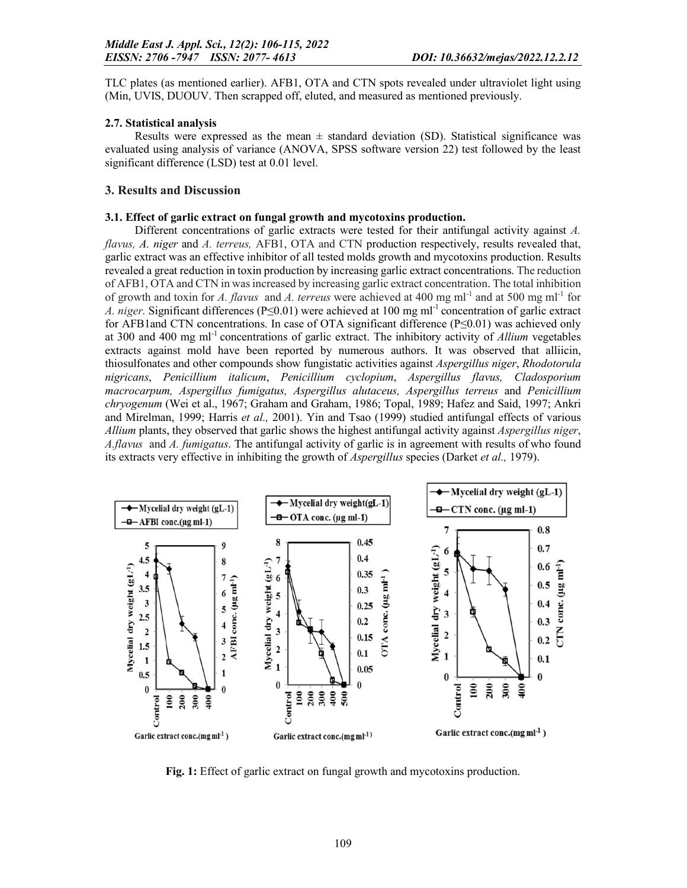TLC plates (as mentioned earlier). AFB1, OTA and CTN spots revealed under ultraviolet light using (Min, UVIS, DUOUV. Then scrapped off, eluted, and measured as mentioned previously.

#### 2.7. Statistical analysis

Results were expressed as the mean ± standard deviation (SD). Statistical significance was evaluated using analysis of variance (ANOVA, SPSS software version 22) test followed by the least significant difference (LSD) test at 0.01 level.

### 3. Results and Discussion

#### 3.1. Effect of garlic extract on fungal growth and mycotoxins production.

Different concentrations of garlic extracts were tested for their antifungal activity against *A. flavus, A. niger* and *A. terreus,* AFB1, OTA and CTN production respectively, results revealed that, garlic extract was an effective inhibitor of all tested molds growth and mycotoxins production. Results revealed a great reduction in toxin production by increasing garlic extract concentrations. The reduction of AFB1, OTA and CTN in was increased by increasing garlic extract concentration. The total inhibition of growth and toxin for *A. flavus* and *A. terreus* were achieved at 400 mg ml$^{-1}$ and at 500 mg ml$^{-1}$ for *A. niger*. Significant differences ($P \leq 0.01$) were achieved at 100 mg ml$^{-1}$ concentration of garlic extract for AFB1and CTN concentrations. In case of OTA significant difference ($P \leq 0.01$) was achieved only at 300 and 400 mg ml$^{-1}$ concentrations of garlic extract. The inhibitory activity of *Allium* vegetables extracts against mold have been reported by numerous authors. It was observed that alliicin, thiosulfonates and other compounds show fungistatic activities against *Aspergillus niger*, *Rhodotorula nigricans*, *Penicillium italicum*, *Penicillium cyclopium*, *Aspergillus flavus, Cladosporium macrocarpum, Aspergillus fumigatus, Aspergillus alutaceus, Aspergillus terreus* and *Penicillium chryogenum* (Wei et al., 1967; Graham and Graham, 1986; Topal, 1989; Hafez and Said, 1997; Ankri and Mirelman, 1999; Harris *et al.,* 2001). Yin and Tsao (1999) studied antifungal effects of various *Allium* plants, they observed that garlic shows the highest antifungal activity against *Aspergillus niger*, *A.flavus* and *A. fumigatus*. The antifungal activity of garlic is in agreement with results of who found its extracts very effective in inhibiting the growth of *Aspergillus* species (Darket *et al.,* 1979).

**Fig. 1:** Effect of garlic extract on fungal growth and mycotoxins production.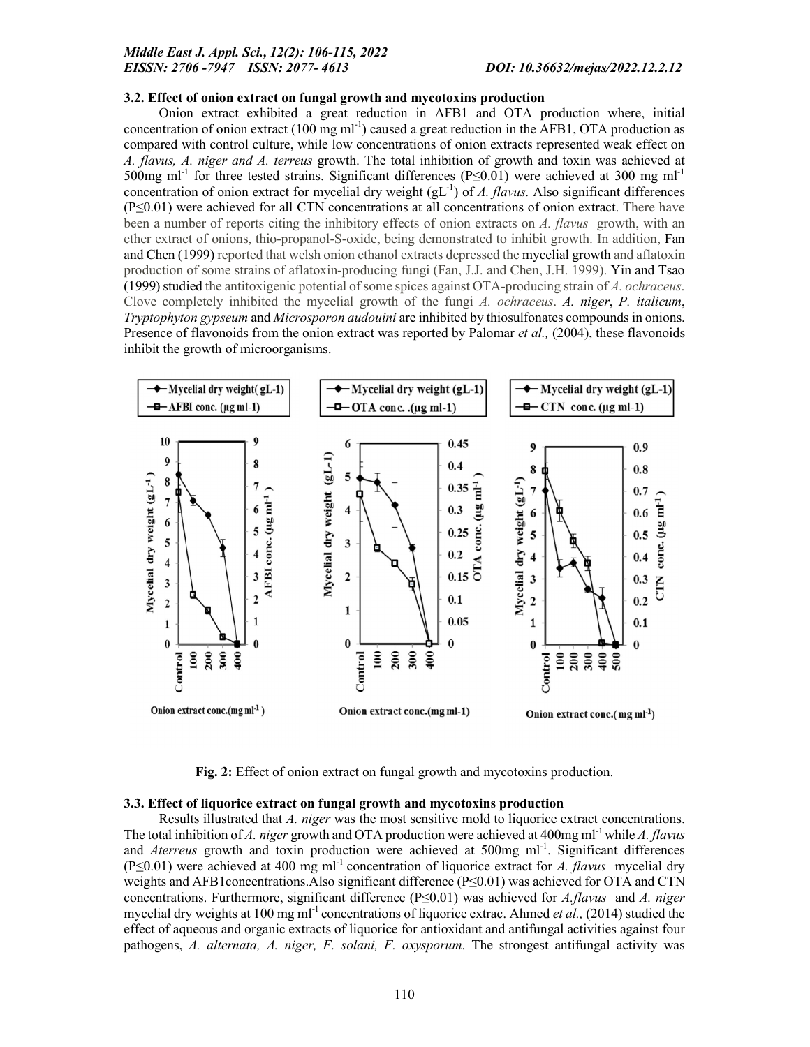### 3.2. Effect of onion extract on fungal growth and mycotoxins production

Onion extract exhibited a great reduction in AFB1 and OTA production where, initial concentration of onion extract (100 mg $ml^{-1}$) caused a great reduction in the AFB1, OTA production as compared with control culture, while low concentrations of onion extracts represented weak effect on *A. flavus, A. niger and A. terreus* growth. The total inhibition of growth and toxin was achieved at 500mg $ml^{-1}$ for three tested strains. Significant differences ($P \leq 0.01$) were achieved at 300 mg $ml^{-1}$ concentration of onion extract for mycelial dry weight ($gL^{-1}$) of *A. flavus*. Also significant differences ($P \leq 0.01$) were achieved for all CTN concentrations at all concentrations of onion extract. There have been a number of reports citing the inhibitory effects of onion extracts on *A. flavus* growth, with an ether extract of onions, thio-propanol-S-oxide, being demonstrated to inhibit growth. In addition, Fan and Chen (1999) reported that welsh onion ethanol extracts depressed the mycelial growth and aflatoxin production of some strains of aflatoxin-producing fungi (Fan, J.J. and Chen, J.H. 1999). Yin and Tsao (1999) studied the antitoxigenic potential of some spices against OTA-producing strain of *A. ochraceus*. Clove completely inhibited the mycelial growth of the fungi *A. ochraceus*. *A. niger*, *P. italicum*, *Tryptophyton gypseum* and *Microsporon audouini* are inhibited by thiosulfonates compounds in onions. Presence of flavonoids from the onion extract was reported by Palomar *et al.,* (2004), these flavonoids inhibit the growth of microorganisms.

**Fig. 2:** Effect of onion extract on fungal growth and mycotoxins production.

### 3.3. Effect of liquorice extract on fungal growth and mycotoxins production

Results illustrated that *A. niger* was the most sensitive mold to liquorice extract concentrations. The total inhibition of *A. niger* growth and OTA production were achieved at 400mg $ml^{-1}$ while *A. flavus* and *Aterreus* growth and toxin production were achieved at 500mg $ml^{-1}$. Significant differences ($P \leq 0.01$) were achieved at 400 mg $ml^{-1}$ concentration of liquorice extract for *A. flavus* mycelial dry weights and AFB1concentrations.Also significant difference ($P \leq 0.01$) was achieved for OTA and CTN concentrations. Furthermore, significant difference ($P \leq 0.01$) was achieved for *A.flavus* and *A. niger* mycelial dry weights at 100 mg $ml^{-1}$ concentrations of liquorice extrac. Ahmed *et al.,* (2014) studied the effect of aqueous and organic extracts of liquorice for antioxidant and antifungal activities against four pathogens, *A. alternata, A. niger, F. solani, F. oxysporum*. The strongest antifungal activity was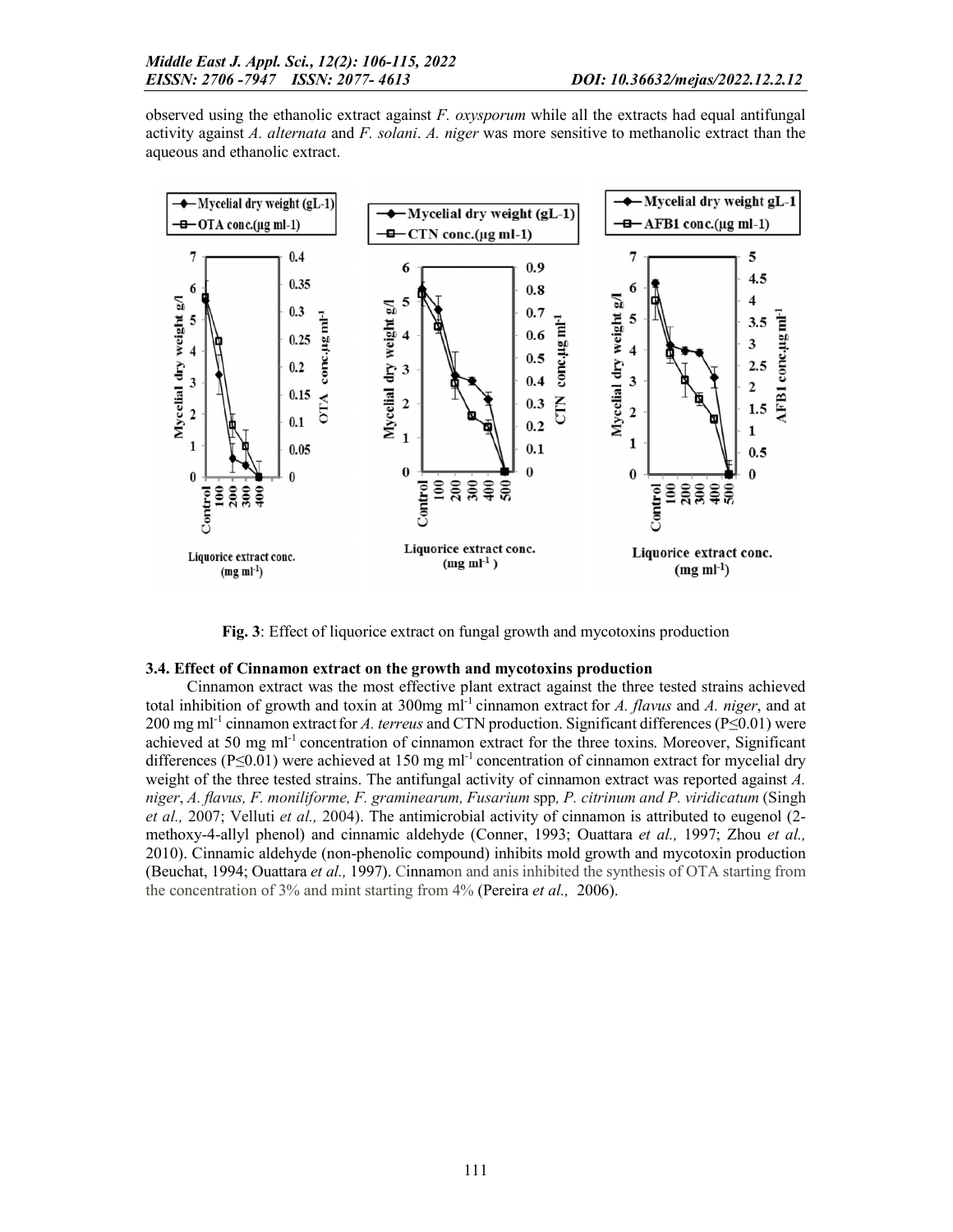observed using the ethanolic extract against *F. oxysporum* while all the extracts had equal antifungal activity against *A. alternata* and *F. solani*. *A. niger* was more sensitive to methanolic extract than the aqueous and ethanolic extract.

**Fig. 3**: Effect of liquorice extract on fungal growth and mycotoxins production

### 3.4. Effect of Cinnamon extract on the growth and mycotoxins production

Cinnamon extract was the most effective plant extract against the three tested strains achieved total inhibition of growth and toxin at 300mg ml$^{-1}$ cinnamon extract for *A. flavus* and *A. niger*, and at 200 mg ml$^{-1}$ cinnamon extract for *A. terreus* and CTN production. Significant differences ($P \leq 0.01$) were achieved at 50 mg ml$^{-1}$ concentration of cinnamon extract for the three toxins. Moreover, Significant differences ($P \leq 0.01$) were achieved at 150 mg ml$^{-1}$ concentration of cinnamon extract for mycelial dry weight of the three tested strains. The antifungal activity of cinnamon extract was reported against *A. niger*, *A. flavus, F. moniliforme, F. graminearum, Fusarium* spp*, P. citrinum and P. viridicatum* (Singh *et al.,* 2007; Velluti *et al.,* 2004). The antimicrobial activity of cinnamon is attributed to eugenol (2-methoxy-4-allyl phenol) and cinnamic aldehyde (Conner, 1993; Ouattara *et al.,* 1997; Zhou *et al.,* 2010). Cinnamic aldehyde (non-phenolic compound) inhibits mold growth and mycotoxin production (Beuchat, 1994; Ouattara *et al.,* 1997). Cinnamon and anis inhibited the synthesis of OTA starting from the concentration of 3% and mint starting from 4% (Pereira *et al.,* 2006).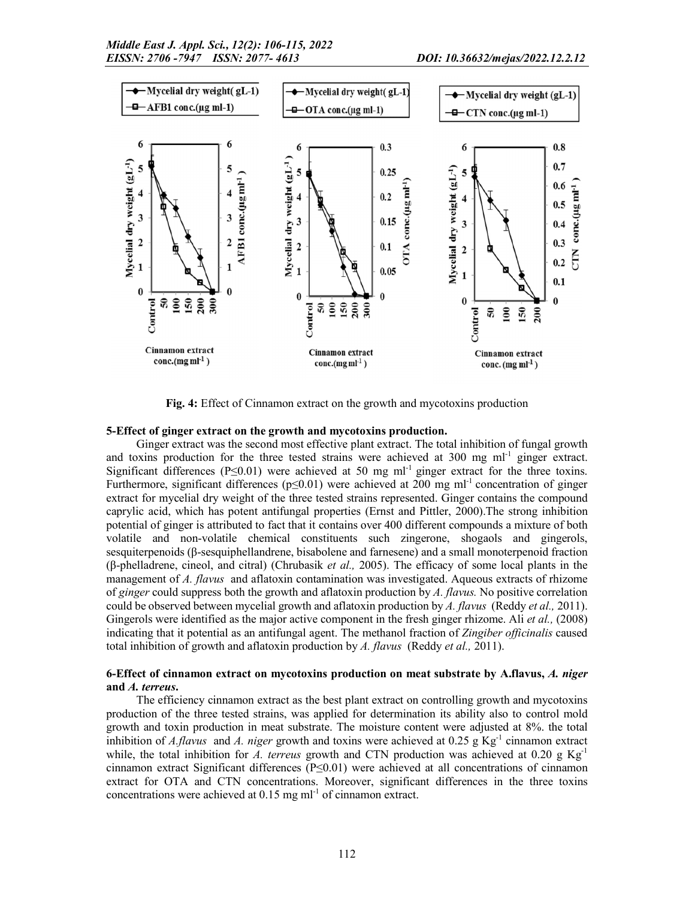Fig. 4: Effect of Cinnamon extract on the growth and mycotoxins production

#### 5-Effect of ginger extract on the growth and mycotoxins production.

Ginger extract was the second most effective plant extract. The total inhibition of fungal growth and toxins production for the three tested strains were achieved at 300 mg ml$^{-1}$ ginger extract. Significant differences ($P \leq 0.01$) were achieved at 50 mg ml$^{-1}$ ginger extract for the three toxins. Furthermore, significant differences ($p \leq 0.01$) were achieved at 200 mg ml$^{-1}$ concentration of ginger extract for mycelial dry weight of the three tested strains represented. Ginger contains the compound caprylic acid, which has potent antifungal properties (Ernst and Pittler, 2000).The strong inhibition potential of ginger is attributed to fact that it contains over 400 different compounds a mixture of both volatile and non-volatile chemical constituents such zingerone, shogaols and gingerols, sesquiterpenoids (β-sesquiphellandrene, bisabolene and farnesene) and a small monoterpenoid fraction (β-phelladrene, cineol, and citral) (Chrubasik *et al.,* 2005). The efficacy of some local plants in the management of *A. flavus* and aflatoxin contamination was investigated. Aqueous extracts of rhizome of *ginger* could suppress both the growth and aflatoxin production by *A. flavus.* No positive correlation could be observed between mycelial growth and aflatoxin production by *A. flavus* (Reddy *et al.,* 2011). Gingerols were identified as the major active component in the fresh ginger rhizome. Ali *et al.,* (2008) indicating that it potential as an antifungal agent. The methanol fraction of *Zingiber officinalis* caused total inhibition of growth and aflatoxin production by *A. flavus* (Reddy *et al.,* 2011).

#### 6-Effect of cinnamon extract on mycotoxins production on meat substrate by A.flavus, *A. niger* and *A. terreus*.

The efficiency cinnamon extract as the best plant extract on controlling growth and mycotoxins production of the three tested strains, was applied for determination its ability also to control mold growth and toxin production in meat substrate. The moisture content were adjusted at 8%. the total inhibition of *A.flavus* and *A. niger* growth and toxins were achieved at 0.25 g Kg$^{-1}$ cinnamon extract while, the total inhibition for *A. terreus* growth and CTN production was achieved at 0.20 g Kg$^{-1}$ cinnamon extract Significant differences ($P \leq 0.01$) were achieved at all concentrations of cinnamon extract for OTA and CTN concentrations. Moreover, significant differences in the three toxins concentrations were achieved at 0.15 mg ml$^{-1}$ of cinnamon extract.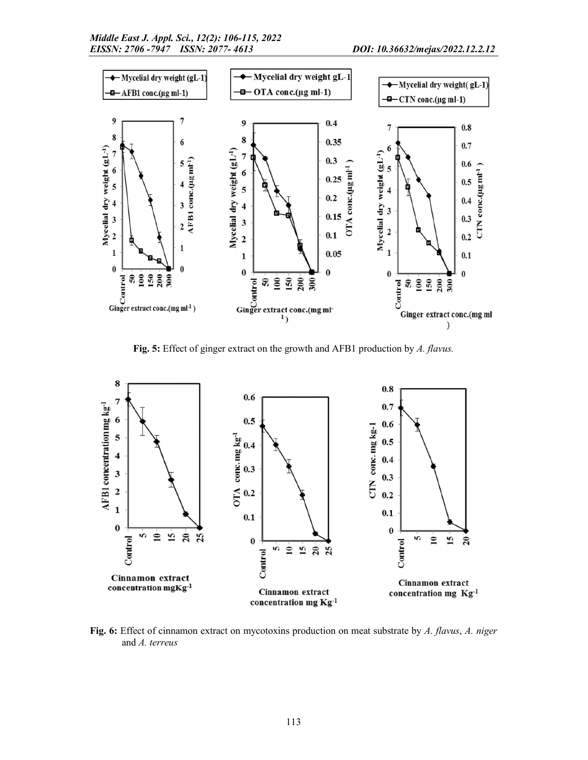**Fig. 5:** Effect of ginger extract on the growth and AFB1 production by *A. flavus.*

**Fig. 6:** Effect of cinnamon extract on mycotoxins production on meat substrate by *A. flavus*, *A. niger* and *A. terreus*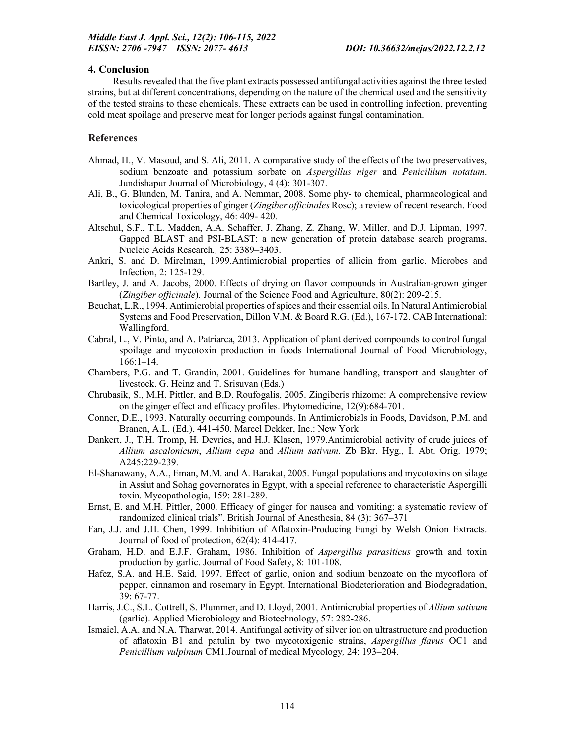## 4. Conclusion

Results revealed that the five plant extracts possessed antifungal activities against the three tested strains, but at different concentrations, depending on the nature of the chemical used and the sensitivity of the tested strains to these chemicals. These extracts can be used in controlling infection, preventing cold meat spoilage and preserve meat for longer periods against fungal contamination.

## References

Ahmad, H., V. Masoud, and S. Ali, 2011. A comparative study of the effects of the two preservatives, sodium benzoate and potassium sorbate on *Aspergillus niger* and *Penicillium notatum*. Jundishapur Journal of Microbiology, 4 (4): 301-307.

Ali, B., G. Blunden, M. Tanira, and A. Nemmar, 2008. Some phy- to chemical, pharmacological and toxicological properties of ginger (*Zingiber officinales* Rosc); a review of recent research. Food and Chemical Toxicology, 46: 409- 420.

Altschul, S.F., T.L. Madden, A.A. Schaffer, J. Zhang, Z. Zhang, W. Miller, and D.J. Lipman, 1997. Gapped BLAST and PSI-BLAST: a new generation of protein database search programs, Nucleic Acids Research*.,* 25: 3389–3403.

Ankri, S. and D. Mirelman, 1999.Antimicrobial properties of allicin from garlic. Microbes and Infection, 2: 125-129.

Bartley, J. and A. Jacobs, 2000. Effects of drying on flavor compounds in Australian-grown ginger (*Zingiber officinale*). Journal of the Science Food and Agriculture, 80(2): 209-215.

Beuchat, L.R., 1994. Antimicrobial properties of spices and their essential oils. In Natural Antimicrobial Systems and Food Preservation, Dillon V.M. & Board R.G. (Ed.), 167-172. CAB International: Wallingford.

Cabral, L., V. Pinto, and A. Patriarca, 2013. Application of plant derived compounds to control fungal spoilage and mycotoxin production in foods International Journal of Food Microbiology, 166:1–14.

Chambers, P.G. and T. Grandin, 2001. Guidelines for humane handling, transport and slaughter of livestock. G. Heinz and T. Srisuvan (Eds.)

Chrubasik, S., M.H. Pittler, and B.D. Roufogalis, 2005. Zingiberis rhizome: A comprehensive review on the ginger effect and efficacy profiles. Phytomedicine, 12(9):684-701.

Conner, D.E., 1993. Naturally occurring compounds. In Antimicrobials in Foods, Davidson, P.M. and Branen, A.L. (Ed.), 441-450. Marcel Dekker, Inc.: New York

Dankert, J., T.H. Tromp, H. Devries, and H.J. Klasen, 1979.Antimicrobial activity of crude juices of *Allium ascalonicum*, *Allium cepa* and *Allium sativum*. Zb Bkr. Hyg., I. Abt. Orig. 1979; A245:229-239.

El-Shanawany, A.A., Eman, M.M. and A. Barakat, 2005. Fungal populations and mycotoxins on silage in Assiut and Sohag governorates in Egypt, with a special reference to characteristic Aspergilli toxin. Mycopathologia, 159: 281-289.

Ernst, E. and M.H. Pittler, 2000. Efficacy of ginger for nausea and vomiting: a systematic review of randomized clinical trials". British Journal of Anesthesia, 84 (3): 367–371

Fan, J.J. and J.H. Chen, 1999. Inhibition of Aflatoxin-Producing Fungi by Welsh Onion Extracts. Journal of food of protection, 62(4): 414-417.

Graham, H.D. and E.J.F. Graham, 1986. Inhibition of *Aspergillus parasiticus* growth and toxin production by garlic. Journal of Food Safety, 8: 101-108.

Hafez, S.A. and H.E. Said, 1997. Effect of garlic, onion and sodium benzoate on the mycoflora of pepper, cinnamon and rosemary in Egypt. International Biodeterioration and Biodegradation, 39: 67-77.

Harris, J.C., S.L. Cottrell, S. Plummer, and D. Lloyd, 2001. Antimicrobial properties of *Allium sativum* (garlic). Applied Microbiology and Biotechnology, 57: 282-286.

Ismaiel, A.A. and N.A. Tharwat, 2014. Antifungal activity of silver ion on ultrastructure and production of aflatoxin B1 and patulin by two mycotoxigenic strains, *Aspergillus flavus* OC1 and *Penicillium vulpinum* CM1.Journal of medical Mycology*,* 24: 193–204.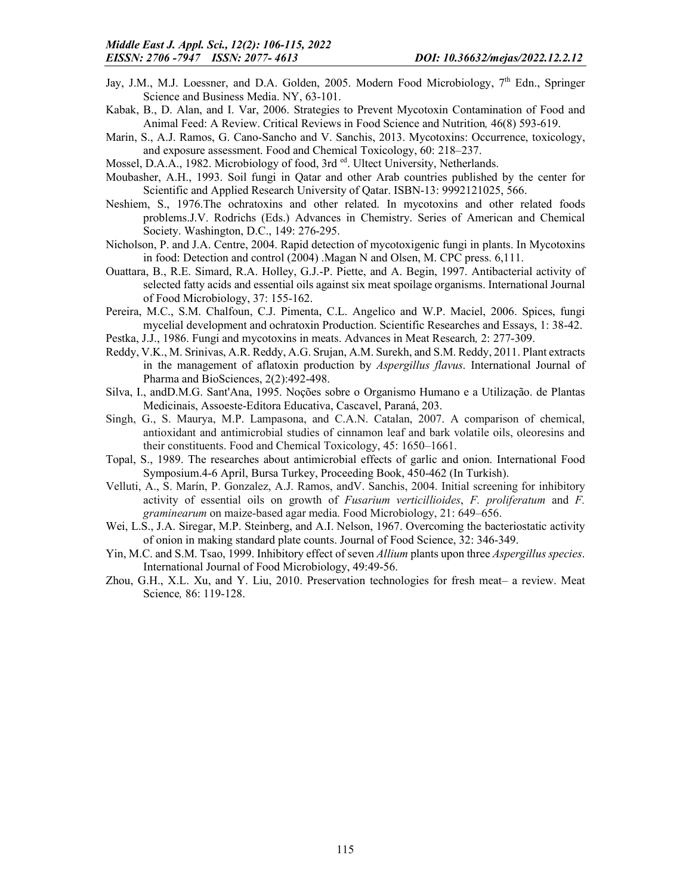Jay, J.M., M.J. Loessner, and D.A. Golden, 2005. Modern Food Microbiology, 7th Edn., Springer Science and Business Media. NY, 63-101.

Kabak, B., D. Alan, and I. Var, 2006. Strategies to Prevent Mycotoxin Contamination of Food and Animal Feed: A Review. Critical Reviews in Food Science and Nutrition*,* 46(8) 593-619.

Marin, S., A.J. Ramos, G. Cano-Sancho and V. Sanchis, 2013. Mycotoxins: Occurrence, toxicology, and exposure assessment. Food and Chemical Toxicology, 60: 218–237.

Mossel, D.A.A., 1982. Microbiology of food, 3rd ed. Ultect University, Netherlands.

Moubasher, A.H., 1993. Soil fungi in Qatar and other Arab countries published by the center for Scientific and Applied Research University of Qatar. ISBN-13: 9992121025, 566.

Neshiem, S., 1976.The ochratoxins and other related. In mycotoxins and other related foods problems.J.V. Rodrichs (Eds.) Advances in Chemistry. Series of American and Chemical Society. Washington, D.C., 149: 276-295.

Nicholson, P. and J.A. Centre, 2004. Rapid detection of mycotoxigenic fungi in plants. In Mycotoxins in food: Detection and control (2004) .Magan N and Olsen, M. CPC press. 6,111.

Ouattara, B., R.E. Simard, R.A. Holley, G.J.-P. Piette, and A. Begin, 1997. Antibacterial activity of selected fatty acids and essential oils against six meat spoilage organisms. International Journal of Food Microbiology, 37: 155-162.

Pereira, M.C., S.M. Chalfoun, C.J. Pimenta, C.L. Angelico and W.P. Maciel, 2006. Spices, fungi mycelial development and ochratoxin Production. Scientific Researches and Essays, 1: 38-42.

Pestka, J.J., 1986. Fungi and mycotoxins in meats. Advances in Meat Research*,* 2: 277-309.

Reddy, V.K., M. Srinivas, A.R. Reddy, A.G. Srujan, A.M. Surekh, and S.M. Reddy, 2011. Plant extracts in the management of aflatoxin production by *Aspergillus flavus*. International Journal of Pharma and BioSciences, 2(2):492-498.

Silva, I., andD.M.G. Sant'Ana, 1995. Noções sobre o Organismo Humano e a Utilização. de Plantas Medicinais, Assoeste-Editora Educativa, Cascavel, Paraná, 203.

Singh, G., S. Maurya, M.P. Lampasona, and C.A.N. Catalan, 2007. A comparison of chemical, antioxidant and antimicrobial studies of cinnamon leaf and bark volatile oils, oleoresins and their constituents. Food and Chemical Toxicology, 45: 1650–1661.

Topal, S., 1989. The researches about antimicrobial effects of garlic and onion. International Food Symposium.4-6 April, Bursa Turkey, Proceeding Book, 450-462 (In Turkish).

Velluti, A., S. Marín, P. Gonzalez, A.J. Ramos, andV. Sanchis, 2004. Initial screening for inhibitory activity of essential oils on growth of *Fusarium verticillioides*, *F. proliferatum* and *F. graminearum* on maize-based agar media. Food Microbiology, 21: 649–656.

Wei, L.S., J.A. Siregar, M.P. Steinberg, and A.I. Nelson, 1967. Overcoming the bacteriostatic activity of onion in making standard plate counts. Journal of Food Science, 32: 346-349.

Yin, M.C. and S.M. Tsao, 1999. Inhibitory effect of seven *Allium* plants upon three *Aspergillus species*. International Journal of Food Microbiology, 49:49-56.

Zhou, G.H., X.L. Xu, and Y. Liu, 2010. Preservation technologies for fresh meat– a review. Meat Science*,* 86: 119-128.